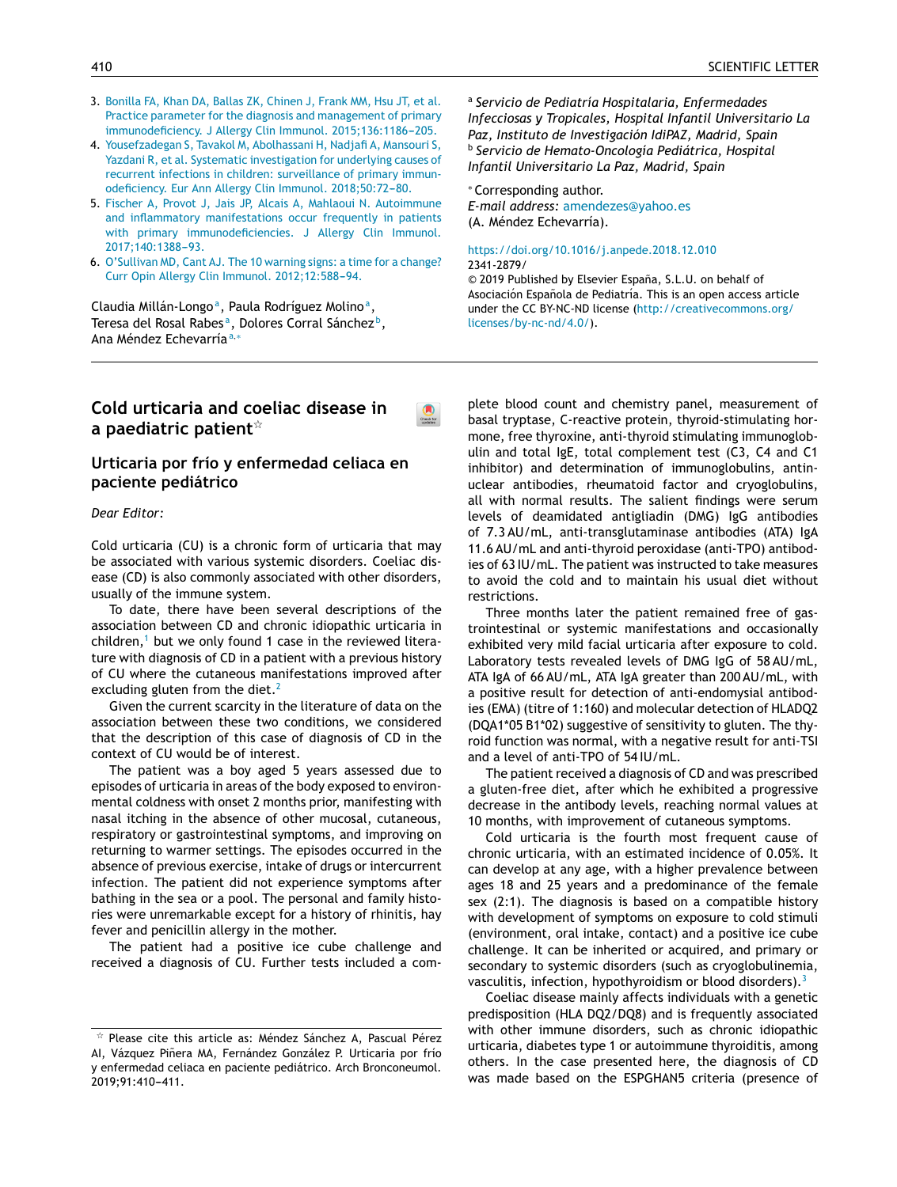3. Bonilla FA, Khan DA, Ballas ZK, Chinen J, Frank MM, Hsu JT, et al. Practice parameter for the diagnosis and management of primary immunodeficiency. J Allergy Clin Immunol. 2015;136:1186–205.
4. Yousefzadegan S, Tavakol M, Abolhassani H, Nadjafi A, Mansouri S, Yazdani R, et al. Systematic investigation for underlying causes of recurrent infections in children: surveillance of primary immunodeficiency. Eur Ann Allergy Clin Immunol. 2018;50:72–80.
5. Fischer A, Provot J, Jais JP, Alcais A, Mahlaoui N. Autoimmune and inflammatory manifestations occur frequently in patients with primary immunodeficiencies. J Allergy Clin Immunol. 2017;140:1388–93.
6. O'Sullivan MD, Cant AJ. The 10 warning signs: a time for a change? Curr Opin Allergy Clin Immunol. 2012;12:588–94.

Claudia Millán-Longo[a], Paula Rodríguez Molino[a], Teresa del Rosal Rabes[a], Dolores Corral Sánchez[b], Ana Méndez Echevarría[a,*]

[a] *Servicio de Pediatría Hospitalaria, Enfermedades Infecciosas y Tropicales, Hospital Infantil Universitario La Paz, Instituto de Investigación IdiPAZ, Madrid, Spain*
[b] *Servicio de Hemato-Oncología Pediátrica, Hospital Infantil Universitario La Paz, Madrid, Spain*

* Corresponding author.
*E-mail address:* amendezes@yahoo.es
(A. Méndez Echevarría).

https://doi.org/10.1016/j.anpede.2018.12.010
2341-2879/
© 2019 Published by Elsevier España, S.L.U. on behalf of Asociación Española de Pediatría. This is an open access article under the CC BY-NC-ND license (http://creativecommons.org/licenses/by-nc-nd/4.0/).

## Cold urticaria and coeliac disease in a paediatric patient☆

## Urticaria por frío y enfermedad celiaca en paciente pediátrico

*Dear Editor:*

Cold urticaria (CU) is a chronic form of urticaria that may be associated with various systemic disorders. Coeliac disease (CD) is also commonly associated with other disorders, usually of the immune system.

To date, there have been several descriptions of the association between CD and chronic idiopathic urticaria in children,[1] but we only found 1 case in the reviewed literature with diagnosis of CD in a patient with a previous history of CU where the cutaneous manifestations improved after excluding gluten from the diet.[2]

Given the current scarcity in the literature of data on the association between these two conditions, we considered that the description of this case of diagnosis of CD in the context of CU would be of interest.

The patient was a boy aged 5 years assessed due to episodes of urticaria in areas of the body exposed to environmental coldness with onset 2 months prior, manifesting with nasal itching in the absence of other mucosal, cutaneous, respiratory or gastrointestinal symptoms, and improving on returning to warmer settings. The episodes occurred in the absence of previous exercise, intake of drugs or intercurrent infection. The patient did not experience symptoms after bathing in the sea or a pool. The personal and family histories were unremarkable except for a history of rhinitis, hay fever and penicillin allergy in the mother.

The patient had a positive ice cube challenge and received a diagnosis of CU. Further tests included a complete blood count and chemistry panel, measurement of basal tryptase, C-reactive protein, thyroid-stimulating hormone, free thyroxine, anti-thyroid stimulating immunoglobulin and total IgE, total complement test (C3, C4 and C1 inhibitor) and determination of immunoglobulins, antinuclear antibodies, rheumatoid factor and cryoglobulins, all with normal results. The salient findings were serum levels of deamidated antigliadin (DMG) IgG antibodies of 7.3 AU/mL, anti-transglutaminase antibodies (ATA) IgA 11.6 AU/mL and anti-thyroid peroxidase (anti-TPO) antibodies of 63 IU/mL. The patient was instructed to take measures to avoid the cold and to maintain his usual diet without restrictions.

Three months later the patient remained free of gastrointestinal or systemic manifestations and occasionally exhibited very mild facial urticaria after exposure to cold. Laboratory tests revealed levels of DMG IgG of 58 AU/mL, ATA IgA of 66 AU/mL, ATA IgA greater than 200 AU/mL, with a positive result for detection of anti-endomysial antibodies (EMA) (titre of 1:160) and molecular detection of HLADQ2 (DQA1*05 B1*02) suggestive of sensitivity to gluten. The thyroid function was normal, with a negative result for anti-TSI and a level of anti-TPO of 54 IU/mL.

The patient received a diagnosis of CD and was prescribed a gluten-free diet, after which he exhibited a progressive decrease in the antibody levels, reaching normal values at 10 months, with improvement of cutaneous symptoms.

Cold urticaria is the fourth most frequent cause of chronic urticaria, with an estimated incidence of 0.05%. It can develop at any age, with a higher prevalence between ages 18 and 25 years and a predominance of the female sex (2:1). The diagnosis is based on a compatible history with development of symptoms on exposure to cold stimuli (environment, oral intake, contact) and a positive ice cube challenge. It can be inherited or acquired, and primary or secondary to systemic disorders (such as cryoglobulinemia, vasculitis, infection, hypothyroidism or blood disorders).[3]

Coeliac disease mainly affects individuals with a genetic predisposition (HLA DQ2/DQ8) and is frequently associated with other immune disorders, such as chronic idiopathic urticaria, diabetes type 1 or autoimmune thyroiditis, among others. In the case presented here, the diagnosis of CD was made based on the ESPGHAN5 criteria (presence of

☆ Please cite this article as: Méndez Sánchez A, Pascual Pérez AI, Vázquez Piñera MA, Fernández González P. Urticaria por frío y enfermedad celiaca en paciente pediátrico. Arch Bronconeumol. 2019;91:410–411.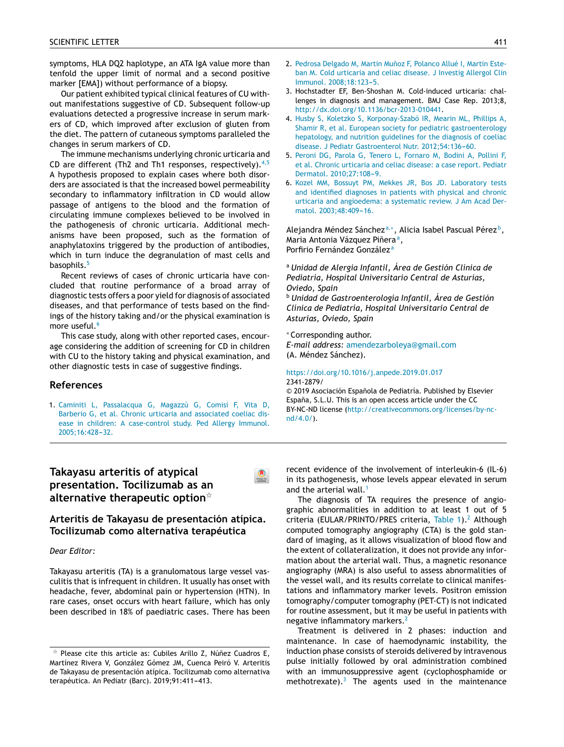symptoms, HLA DQ2 haplotype, an ATA IgA value more than tenfold the upper limit of normal and a second positive marker [EMA]) without performance of a biopsy.

Our patient exhibited typical clinical features of CU without manifestations suggestive of CD. Subsequent follow-up evaluations detected a progressive increase in serum markers of CD, which improved after exclusion of gluten from the diet. The pattern of cutaneous symptoms paralleled the changes in serum markers of CD.

The immune mechanisms underlying chronic urticaria and CD are different (Th2 and Th1 responses, respectively).[4,5] A hypothesis proposed to explain cases where both disorders are associated is that the increased bowel permeability secondary to inflammatory infiltration in CD would allow passage of antigens to the blood and the formation of circulating immune complexes believed to be involved in the pathogenesis of chronic urticaria. Additional mechanisms have been proposed, such as the formation of anaphylatoxins triggered by the production of antibodies, which in turn induce the degranulation of mast cells and basophils.[5]

Recent reviews of cases of chronic urticaria have concluded that routine performance of a broad array of diagnostic tests offers a poor yield for diagnosis of associated diseases, and that performance of tests based on the findings of the history taking and/or the physical examination is more useful.[6]

This case study, along with other reported cases, encourage considering the addition of screening for CD in children with CU to the history taking and physical examination, and other diagnostic tests in case of suggestive findings.

## References

1. Caminiti L, Passalacqua G, Magazzù G, Comisi F, Vita D, Barberio G, et al. Chronic urticaria and associated coeliac disease in children: A case-control study. Ped Allergy Immunol. 2005;16:428–32.
2. Pedrosa Delgado M, Martin Muñoz F, Polanco Allué I, Martin Esteban M. Cold urticaria and celiac disease. J Investig Allergol Clin Immunol. 2008;18:123–5.
3. Hochstadter EF, Ben-Shoshan M. Cold-induced urticaria: challenges in diagnosis and management. BMJ Case Rep. 2013;8, http://dx.doi.org/10.1136/bcr-2013-010441.
4. Husby S, Koletzko S, Korponay-Szabó IR, Mearin ML, Phillips A, Shamir R, et al. European society for pediatric gastroenterology hepatology, and nutrition guidelines for the diagnosis of coeliac disease. J Pediatr Gastroenterol Nutr. 2012;54:136–60.
5. Peroni DG, Parola G, Tenero L, Fornaro M, Bodini A, Pollini F, et al. Chronic urticaria and celiac disease: a case report. Pediatr Dermatol. 2010;27:108–9.
6. Kozel MM, Bossuyt PM, Mekkes JR, Bos JD. Laboratory tests and identified diagnoses in patients with physical and chronic urticaria and angioedema: a systematic review. J Am Acad Dermatol. 2003;48:409–16.

Alejandra Méndez Sánchez[a,*], Alicia Isabel Pascual Pérez[b], Maria Antonia Vázquez Piñera[a], Porfirio Fernández González[a]

[a] *Unidad de Alergia Infantil, Área de Gestión Clínica de Pediatría, Hospital Universitario Central de Asturias, Oviedo, Spain*

[b] *Unidad de Gastroenterología Infantil, Área de Gestión Clínica de Pediatría, Hospital Universitario Central de Asturias, Oviedo, Spain*

[*] Corresponding author.
*E-mail address:* amendezarboleya@gmail.com (A. Méndez Sánchez).

https://doi.org/10.1016/j.anpede.2019.01.017
2341-2879/
© 2019 Asociación Española de Pediatría. Published by Elsevier España, S.L.U. This is an open access article under the CC BY-NC-ND license (http://creativecommons.org/licenses/by-nc-nd/4.0/).

# Takayasu arteritis of atypical presentation. Tocilizumab as an alternative therapeutic option[☆]

## Arteritis de Takayasu de presentación atípica. Tocilizumab como alternativa terapéutica

*Dear Editor:*

Takayasu arteritis (TA) is a granulomatous large vessel vasculitis that is infrequent in children. It usually has onset with headache, fever, abdominal pain or hypertension (HTN). In rare cases, onset occurs with heart failure, which has only been described in 18% of paediatric cases. There has been recent evidence of the involvement of interleukin-6 (IL-6) in its pathogenesis, whose levels appear elevated in serum and the arterial wall.[1]

The diagnosis of TA requires the presence of angiographic abnormalities in addition to at least 1 out of 5 criteria (EULAR/PRINTO/PRES criteria, Table 1).[2] Although computed tomography angiography (CTA) is the gold standard of imaging, as it allows visualization of blood flow and the extent of collateralization, it does not provide any information about the arterial wall. Thus, a magnetic resonance angiography (MRA) is also useful to assess abnormalities of the vessel wall, and its results correlate to clinical manifestations and inflammatory marker levels. Positron emission tomography/computer tomography (PET-CT) is not indicated for routine assessment, but it may be useful in patients with negative inflammatory markers.[2]

Treatment is delivered in 2 phases: induction and maintenance. In case of haemodynamic instability, the induction phase consists of steroids delivered by intravenous pulse initially followed by oral administration combined with an immunosuppressive agent (cyclophosphamide or methotrexate).[3] The agents used in the maintenance

[☆] Please cite this article as: Cubiles Arillo Z, Núñez Cuadros E, Martínez Rivera V, González Gómez JM, Cuenca Peiró V. Arteritis de Takayasu de presentación atípica. Tocilizumab como alternativa terapéutica. An Pediatr (Barc). 2019;91:411–413.